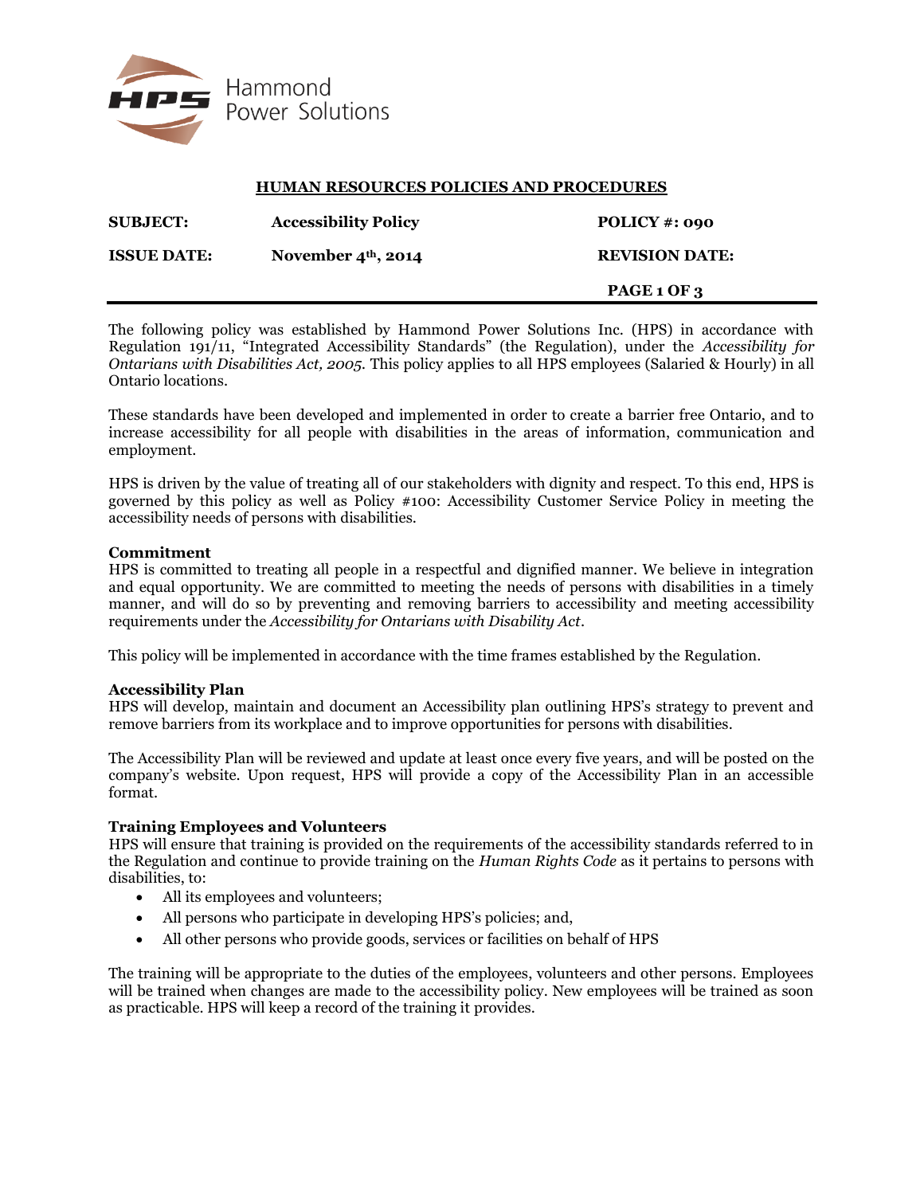Hammond Power Solutions

**HUMAN RESOURCES POLICIES AND PROCEDURES**

| | | |
|---|---|---|
| **SUBJECT:** | **Accessibility Policy** | **POLICY #: 090** |
| **ISSUE DATE:** | **November 4th, 2014** | **REVISION DATE:** |

The following policy was established by Hammond Power Solutions Inc. (HPS) in accordance with Regulation 191/11, "Integrated Accessibility Standards" (the Regulation), under the *Accessibility for Ontarians with Disabilities Act, 2005.* This policy applies to all HPS employees (Salaried & Hourly) in all Ontario locations.

These standards have been developed and implemented in order to create a barrier free Ontario, and to increase accessibility for all people with disabilities in the areas of information, communication and employment.

HPS is driven by the value of treating all of our stakeholders with dignity and respect. To this end, HPS is governed by this policy as well as Policy #100: Accessibility Customer Service Policy in meeting the accessibility needs of persons with disabilities.

**Commitment**
HPS is committed to treating all people in a respectful and dignified manner. We believe in integration and equal opportunity. We are committed to meeting the needs of persons with disabilities in a timely manner, and will do so by preventing and removing barriers to accessibility and meeting accessibility requirements under the *Accessibility for Ontarians with Disability Act*.

This policy will be implemented in accordance with the time frames established by the Regulation.

**Accessibility Plan**
HPS will develop, maintain and document an Accessibility plan outlining HPS's strategy to prevent and remove barriers from its workplace and to improve opportunities for persons with disabilities.

The Accessibility Plan will be reviewed and update at least once every five years, and will be posted on the company's website. Upon request, HPS will provide a copy of the Accessibility Plan in an accessible format.

**Training Employees and Volunteers**
HPS will ensure that training is provided on the requirements of the accessibility standards referred to in the Regulation and continue to provide training on the *Human Rights Code* as it pertains to persons with disabilities, to:

- All its employees and volunteers;
- All persons who participate in developing HPS's policies; and,
- All other persons who provide goods, services or facilities on behalf of HPS

The training will be appropriate to the duties of the employees, volunteers and other persons. Employees will be trained when changes are made to the accessibility policy. New employees will be trained as soon as practicable. HPS will keep a record of the training it provides.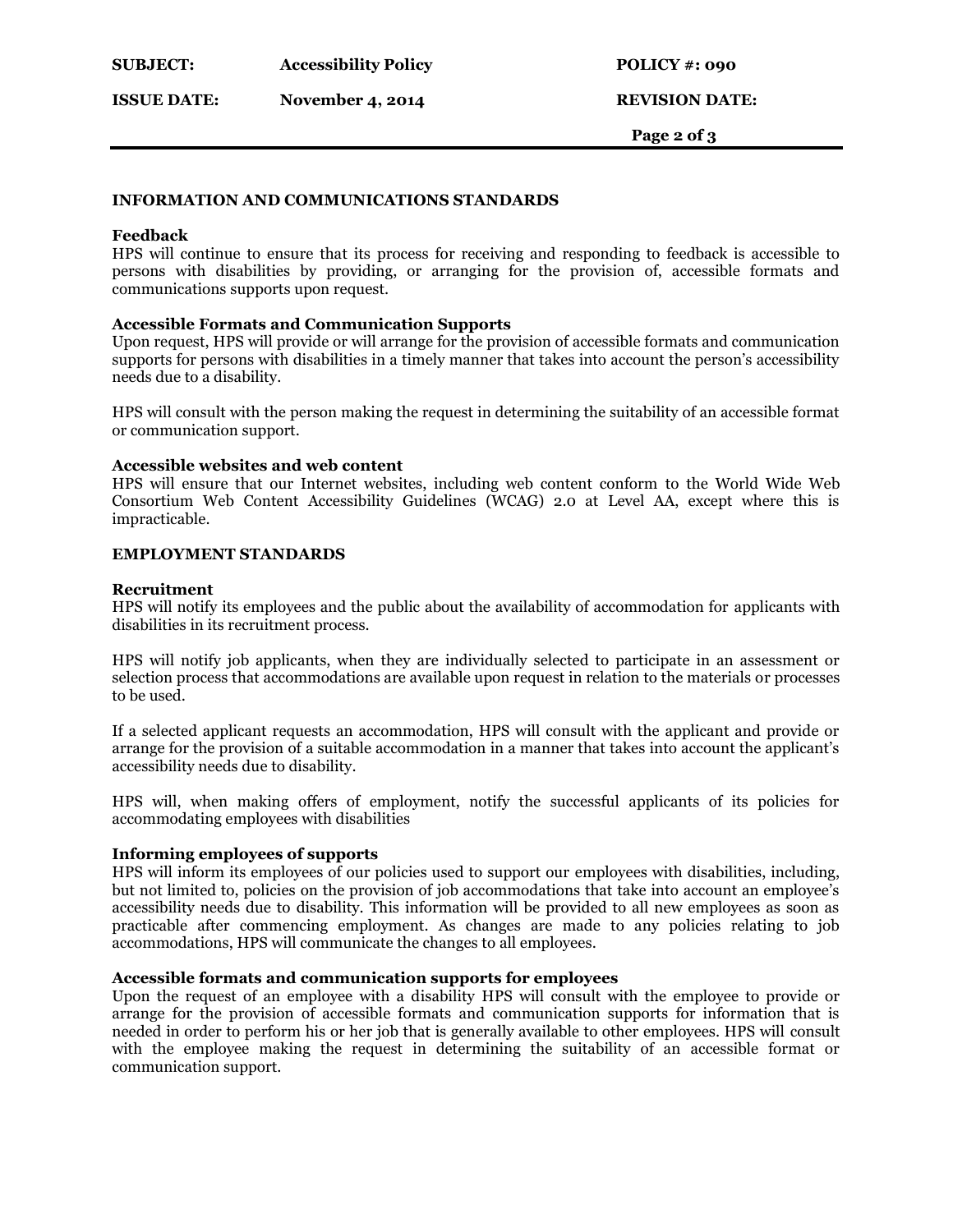## INFORMATION AND COMMUNICATIONS STANDARDS

### Feedback

HPS will continue to ensure that its process for receiving and responding to feedback is accessible to persons with disabilities by providing, or arranging for the provision of, accessible formats and communications supports upon request.

### Accessible Formats and Communication Supports

Upon request, HPS will provide or will arrange for the provision of accessible formats and communication supports for persons with disabilities in a timely manner that takes into account the person's accessibility needs due to a disability.

HPS will consult with the person making the request in determining the suitability of an accessible format or communication support.

### Accessible websites and web content

HPS will ensure that our Internet websites, including web content conform to the World Wide Web Consortium Web Content Accessibility Guidelines (WCAG) 2.0 at Level AA, except where this is impracticable.

## EMPLOYMENT STANDARDS

### Recruitment

HPS will notify its employees and the public about the availability of accommodation for applicants with disabilities in its recruitment process.

HPS will notify job applicants, when they are individually selected to participate in an assessment or selection process that accommodations are available upon request in relation to the materials or processes to be used.

If a selected applicant requests an accommodation, HPS will consult with the applicant and provide or arrange for the provision of a suitable accommodation in a manner that takes into account the applicant's accessibility needs due to disability.

HPS will, when making offers of employment, notify the successful applicants of its policies for accommodating employees with disabilities

### Informing employees of supports

HPS will inform its employees of our policies used to support our employees with disabilities, including, but not limited to, policies on the provision of job accommodations that take into account an employee's accessibility needs due to disability. This information will be provided to all new employees as soon as practicable after commencing employment. As changes are made to any policies relating to job accommodations, HPS will communicate the changes to all employees.

### Accessible formats and communication supports for employees

Upon the request of an employee with a disability HPS will consult with the employee to provide or arrange for the provision of accessible formats and communication supports for information that is needed in order to perform his or her job that is generally available to other employees. HPS will consult with the employee making the request in determining the suitability of an accessible format or communication support.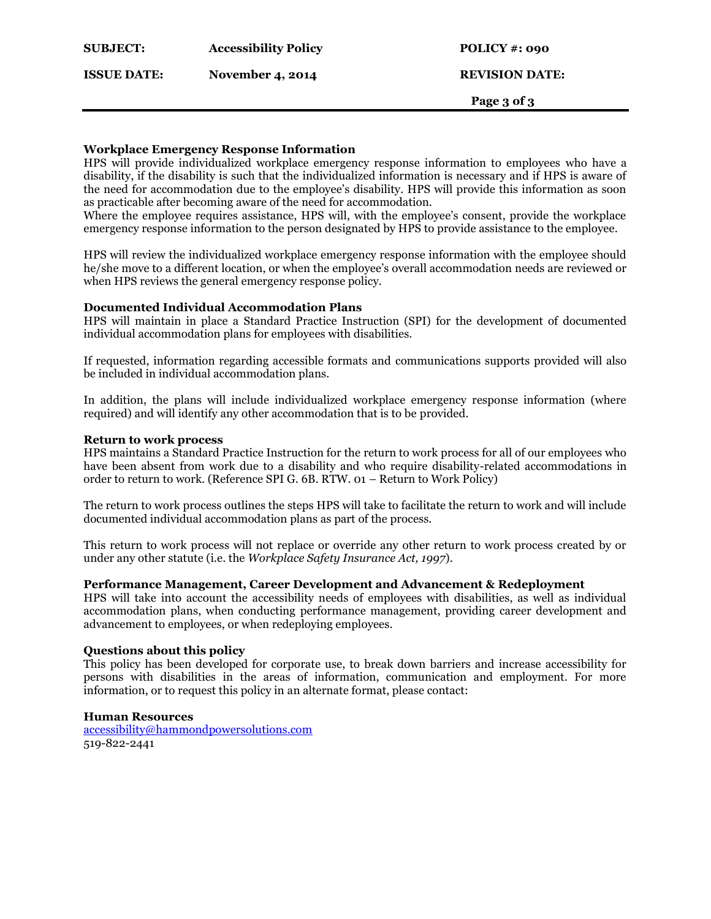**Workplace Emergency Response Information**

HPS will provide individualized workplace emergency response information to employees who have a disability, if the disability is such that the individualized information is necessary and if HPS is aware of the need for accommodation due to the employee's disability. HPS will provide this information as soon as practicable after becoming aware of the need for accommodation.

Where the employee requires assistance, HPS will, with the employee's consent, provide the workplace emergency response information to the person designated by HPS to provide assistance to the employee.

HPS will review the individualized workplace emergency response information with the employee should he/she move to a different location, or when the employee's overall accommodation needs are reviewed or when HPS reviews the general emergency response policy.

**Documented Individual Accommodation Plans**

HPS will maintain in place a Standard Practice Instruction (SPI) for the development of documented individual accommodation plans for employees with disabilities.

If requested, information regarding accessible formats and communications supports provided will also be included in individual accommodation plans.

In addition, the plans will include individualized workplace emergency response information (where required) and will identify any other accommodation that is to be provided.

**Return to work process**

HPS maintains a Standard Practice Instruction for the return to work process for all of our employees who have been absent from work due to a disability and who require disability-related accommodations in order to return to work. (Reference SPI G. 6B. RTW. 01 – Return to Work Policy)

The return to work process outlines the steps HPS will take to facilitate the return to work and will include documented individual accommodation plans as part of the process.

This return to work process will not replace or override any other return to work process created by or under any other statute (i.e. the *Workplace Safety Insurance Act, 1997*).

**Performance Management, Career Development and Advancement & Redeployment**

HPS will take into account the accessibility needs of employees with disabilities, as well as individual accommodation plans, when conducting performance management, providing career development and advancement to employees, or when redeploying employees.

**Questions about this policy**

This policy has been developed for corporate use, to break down barriers and increase accessibility for persons with disabilities in the areas of information, communication and employment. For more information, or to request this policy in an alternate format, please contact:

**Human Resources**
accessibility@hammondpowersolutions.com
519-822-2441